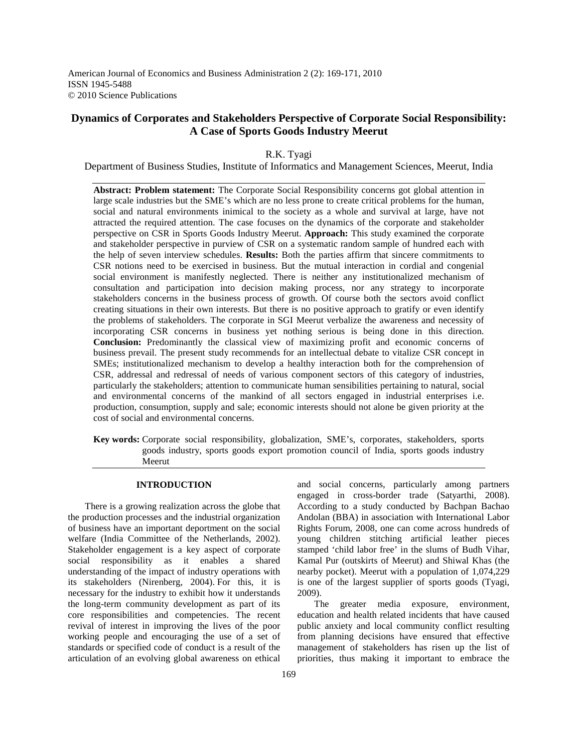American Journal of Economics and Business Administration 2 (2): 169-171, 2010
ISSN 1945-5488
© 2010 Science Publications

# Dynamics of Corporates and Stakeholders Perspective of Corporate Social Responsibility: A Case of Sports Goods Industry Meerut

R.K. Tyagi

Department of Business Studies, Institute of Informatics and Management Sciences, Meerut, India

**Abstract: Problem statement:** The Corporate Social Responsibility concerns got global attention in large scale industries but the SME's which are no less prone to create critical problems for the human, social and natural environments inimical to the society as a whole and survival at large, have not attracted the required attention. The case focuses on the dynamics of the corporate and stakeholder perspective on CSR in Sports Goods Industry Meerut. **Approach:** This study examined the corporate and stakeholder perspective in purview of CSR on a systematic random sample of hundred each with the help of seven interview schedules. **Results:** Both the parties affirm that sincere commitments to CSR notions need to be exercised in business. But the mutual interaction in cordial and congenial social environment is manifestly neglected. There is neither any institutionalized mechanism of consultation and participation into decision making process, nor any strategy to incorporate stakeholders concerns in the business process of growth. Of course both the sectors avoid conflict creating situations in their own interests. But there is no positive approach to gratify or even identify the problems of stakeholders. The corporate in SGI Meerut verbalize the awareness and necessity of incorporating CSR concerns in business yet nothing serious is being done in this direction. **Conclusion:** Predominantly the classical view of maximizing profit and economic concerns of business prevail. The present study recommends for an intellectual debate to vitalize CSR concept in SMEs; institutionalized mechanism to develop a healthy interaction both for the comprehension of CSR, addressal and redressal of needs of various component sectors of this category of industries, particularly the stakeholders; attention to communicate human sensibilities pertaining to natural, social and environmental concerns of the mankind of all sectors engaged in industrial enterprises i.e. production, consumption, supply and sale; economic interests should not alone be given priority at the cost of social and environmental concerns.

**Key words:** Corporate social responsibility, globalization, SME's, corporates, stakeholders, sports goods industry, sports goods export promotion council of India, sports goods industry Meerut

## INTRODUCTION

There is a growing realization across the globe that the production processes and the industrial organization of business have an important deportment on the social welfare (India Committee of the Netherlands, 2002). Stakeholder engagement is a key aspect of corporate social responsibility as it enables a shared understanding of the impact of industry operations with its stakeholders (Nirenberg, 2004). For this, it is necessary for the industry to exhibit how it understands the long-term community development as part of its core responsibilities and competencies. The recent revival of interest in improving the lives of the poor working people and encouraging the use of a set of standards or specified code of conduct is a result of the articulation of an evolving global awareness on ethical and social concerns, particularly among partners engaged in cross-border trade (Satyarthi, 2008). According to a study conducted by Bachpan Bachao Andolan (BBA) in association with International Labor Rights Forum, 2008, one can come across hundreds of young children stitching artificial leather pieces stamped 'child labor free' in the slums of Budh Vihar, Kamal Pur (outskirts of Meerut) and Shiwal Khas (the nearby pocket). Meerut with a population of 1,074,229 is one of the largest supplier of sports goods (Tyagi, 2009).

The greater media exposure, environment, education and health related incidents that have caused public anxiety and local community conflict resulting from planning decisions have ensured that effective management of stakeholders has risen up the list of priorities, thus making it important to embrace the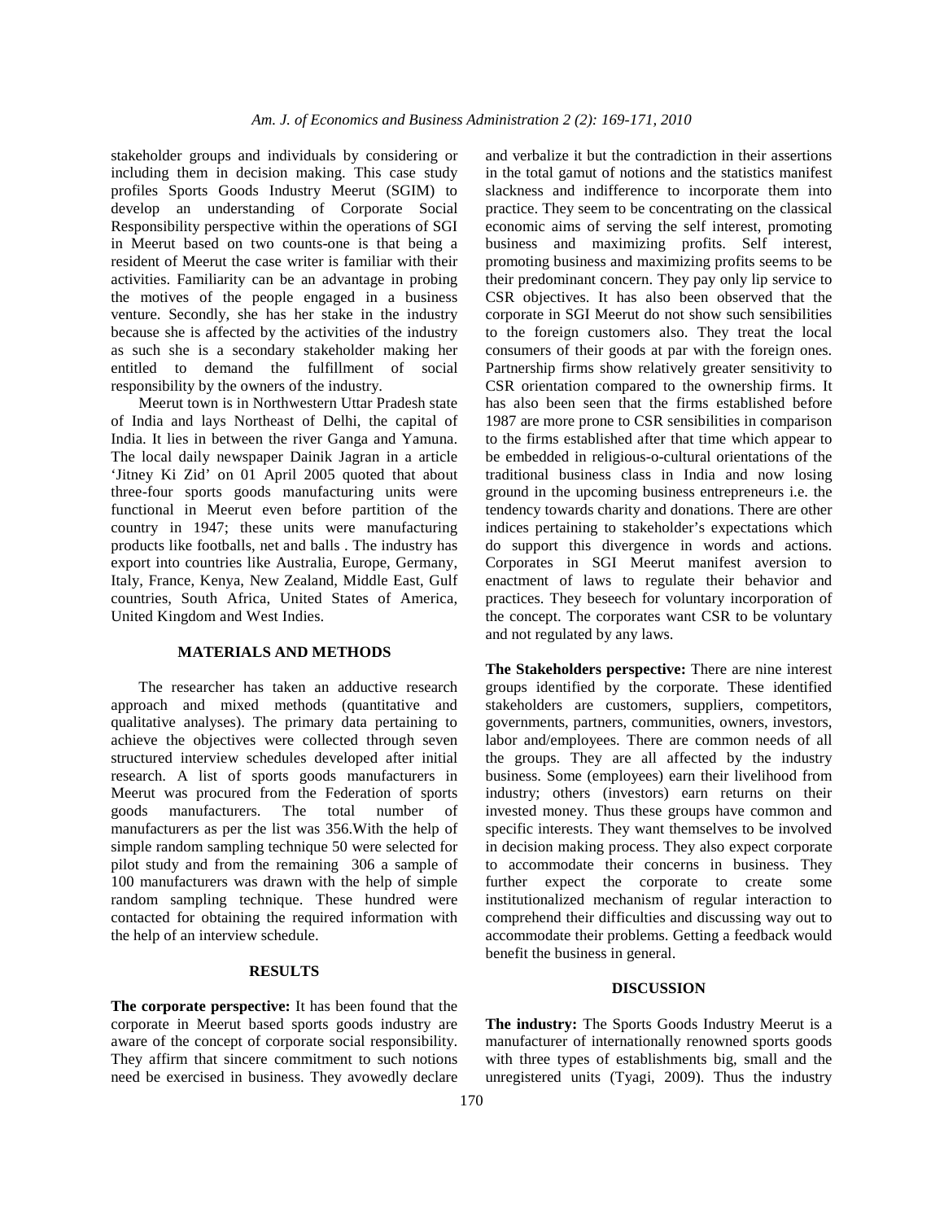stakeholder groups and individuals by considering or including them in decision making. This case study profiles Sports Goods Industry Meerut (SGIM) to develop an understanding of Corporate Social Responsibility perspective within the operations of SGI in Meerut based on two counts-one is that being a resident of Meerut the case writer is familiar with their activities. Familiarity can be an advantage in probing the motives of the people engaged in a business venture. Secondly, she has her stake in the industry because she is affected by the activities of the industry as such she is a secondary stakeholder making her entitled to demand the fulfillment of social responsibility by the owners of the industry.

Meerut town is in Northwestern Uttar Pradesh state of India and lays Northeast of Delhi, the capital of India. It lies in between the river Ganga and Yamuna. The local daily newspaper Dainik Jagran in a article 'Jitney Ki Zid' on 01 April 2005 quoted that about three-four sports goods manufacturing units were functional in Meerut even before partition of the country in 1947; these units were manufacturing products like footballs, net and balls . The industry has export into countries like Australia, Europe, Germany, Italy, France, Kenya, New Zealand, Middle East, Gulf countries, South Africa, United States of America, United Kingdom and West Indies.

## MATERIALS AND METHODS

The researcher has taken an adductive research approach and mixed methods (quantitative and qualitative analyses). The primary data pertaining to achieve the objectives were collected through seven structured interview schedules developed after initial research. A list of sports goods manufacturers in Meerut was procured from the Federation of sports goods manufacturers. The total number of manufacturers as per the list was 356.With the help of simple random sampling technique 50 were selected for pilot study and from the remaining 306 a sample of 100 manufacturers was drawn with the help of simple random sampling technique. These hundred were contacted for obtaining the required information with the help of an interview schedule.

## RESULTS

**The corporate perspective:** It has been found that the corporate in Meerut based sports goods industry are aware of the concept of corporate social responsibility. They affirm that sincere commitment to such notions need be exercised in business. They avowedly declare and verbalize it but the contradiction in their assertions in the total gamut of notions and the statistics manifest slackness and indifference to incorporate them into practice. They seem to be concentrating on the classical economic aims of serving the self interest, promoting business and maximizing profits. Self interest, promoting business and maximizing profits seems to be their predominant concern. They pay only lip service to CSR objectives. It has also been observed that the corporate in SGI Meerut do not show such sensibilities to the foreign customers also. They treat the local consumers of their goods at par with the foreign ones. Partnership firms show relatively greater sensitivity to CSR orientation compared to the ownership firms. It has also been seen that the firms established before 1987 are more prone to CSR sensibilities in comparison to the firms established after that time which appear to be embedded in religious-o-cultural orientations of the traditional business class in India and now losing ground in the upcoming business entrepreneurs i.e. the tendency towards charity and donations. There are other indices pertaining to stakeholder's expectations which do support this divergence in words and actions. Corporates in SGI Meerut manifest aversion to enactment of laws to regulate their behavior and practices. They beseech for voluntary incorporation of the concept. The corporates want CSR to be voluntary and not regulated by any laws.

**The Stakeholders perspective:** There are nine interest groups identified by the corporate. These identified stakeholders are customers, suppliers, competitors, governments, partners, communities, owners, investors, labor and/employees. There are common needs of all the groups. They are all affected by the industry business. Some (employees) earn their livelihood from industry; others (investors) earn returns on their invested money. Thus these groups have common and specific interests. They want themselves to be involved in decision making process. They also expect corporate to accommodate their concerns in business. They further expect the corporate to create some institutionalized mechanism of regular interaction to comprehend their difficulties and discussing way out to accommodate their problems. Getting a feedback would benefit the business in general.

## DISCUSSION

**The industry:** The Sports Goods Industry Meerut is a manufacturer of internationally renowned sports goods with three types of establishments big, small and the unregistered units (Tyagi, 2009). Thus the industry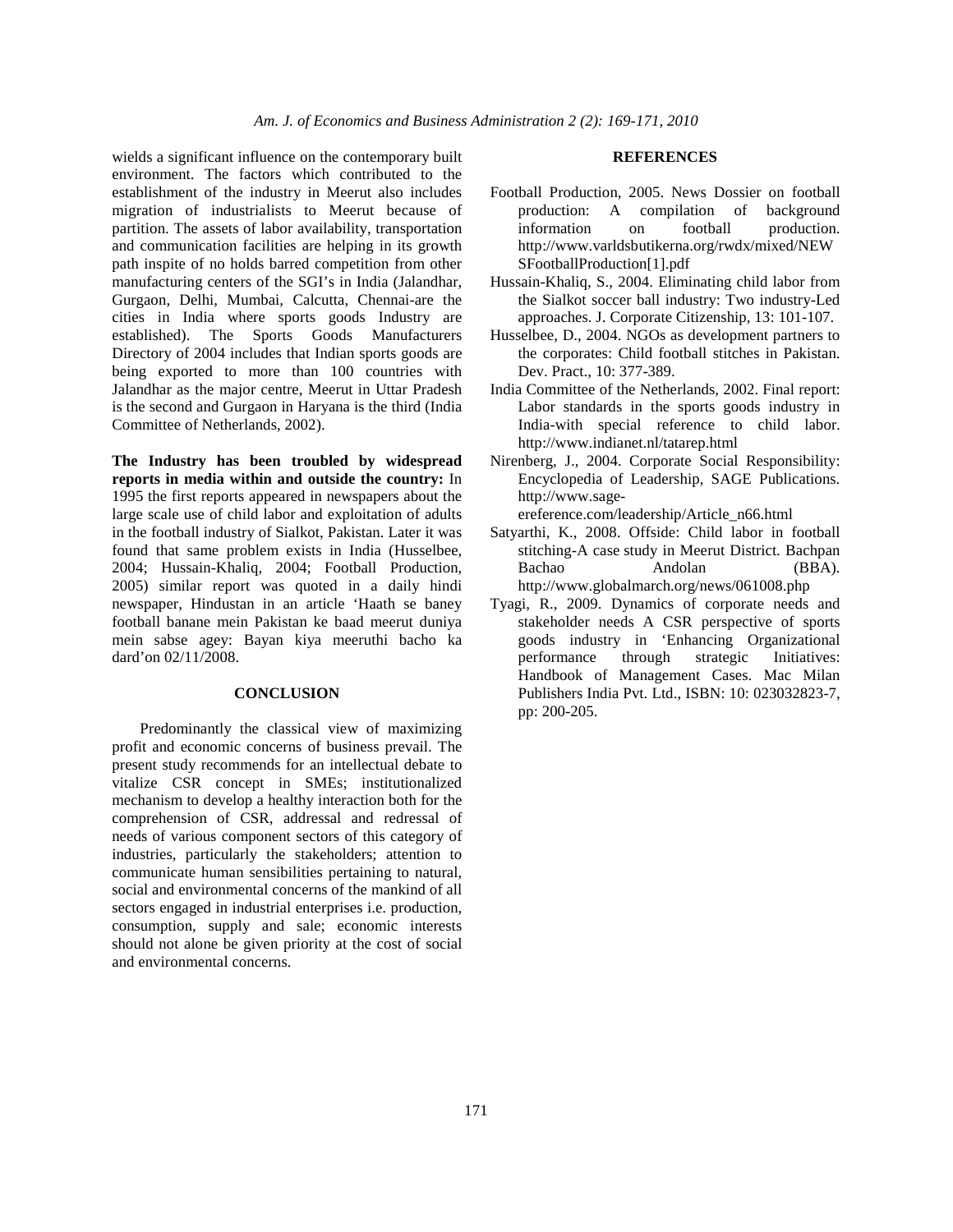wields a significant influence on the contemporary built environment. The factors which contributed to the establishment of the industry in Meerut also includes migration of industrialists to Meerut because of partition. The assets of labor availability, transportation and communication facilities are helping in its growth path inspite of no holds barred competition from other manufacturing centers of the SGI's in India (Jalandhar, Gurgaon, Delhi, Mumbai, Calcutta, Chennai-are the cities in India where sports goods Industry are established). The Sports Goods Manufacturers Directory of 2004 includes that Indian sports goods are being exported to more than 100 countries with Jalandhar as the major centre, Meerut in Uttar Pradesh is the second and Gurgaon in Haryana is the third (India Committee of Netherlands, 2002).

**The Industry has been troubled by widespread reports in media within and outside the country:** In 1995 the first reports appeared in newspapers about the large scale use of child labor and exploitation of adults in the football industry of Sialkot, Pakistan. Later it was found that same problem exists in India (Husselbee, 2004; Hussain-Khaliq, 2004; Football Production, 2005) similar report was quoted in a daily hindi newspaper, Hindustan in an article 'Haath se baney football banane mein Pakistan ke baad meerut duniya mein sabse agey: Bayan kiya meeruthi bacho ka dard'on 02/11/2008.

## CONCLUSION

Predominantly the classical view of maximizing profit and economic concerns of business prevail. The present study recommends for an intellectual debate to vitalize CSR concept in SMEs; institutionalized mechanism to develop a healthy interaction both for the comprehension of CSR, addressal and redressal of needs of various component sectors of this category of industries, particularly the stakeholders; attention to communicate human sensibilities pertaining to natural, social and environmental concerns of the mankind of all sectors engaged in industrial enterprises i.e. production, consumption, supply and sale; economic interests should not alone be given priority at the cost of social and environmental concerns.

## REFERENCES

Football Production, 2005. News Dossier on football production: A compilation of background information on football production. http://www.varldsbutikerna.org/rwdx/mixed/NEWSFootballProduction[1].pdf

Hussain-Khaliq, S., 2004. Eliminating child labor from the Sialkot soccer ball industry: Two industry-Led approaches. J. Corporate Citizenship, 13: 101-107.

Husselbee, D., 2004. NGOs as development partners to the corporates: Child football stitches in Pakistan. Dev. Pract., 10: 377-389.

India Committee of the Netherlands, 2002. Final report: Labor standards in the sports goods industry in India-with special reference to child labor. http://www.indianet.nl/tatarep.html

Nirenberg, J., 2004. Corporate Social Responsibility: Encyclopedia of Leadership, SAGE Publications. http://www.sage-ereference.com/leadership/Article_n66.html

Satyarthi, K., 2008. Offside: Child labor in football stitching-A case study in Meerut District. Bachpan Bachao Andolan (BBA). http://www.globalmarch.org/news/061008.php

Tyagi, R., 2009. Dynamics of corporate needs and stakeholder needs A CSR perspective of sports goods industry in 'Enhancing Organizational performance through strategic Initiatives: Handbook of Management Cases. Mac Milan Publishers India Pvt. Ltd., ISBN: 10: 023032823-7, pp: 200-205.